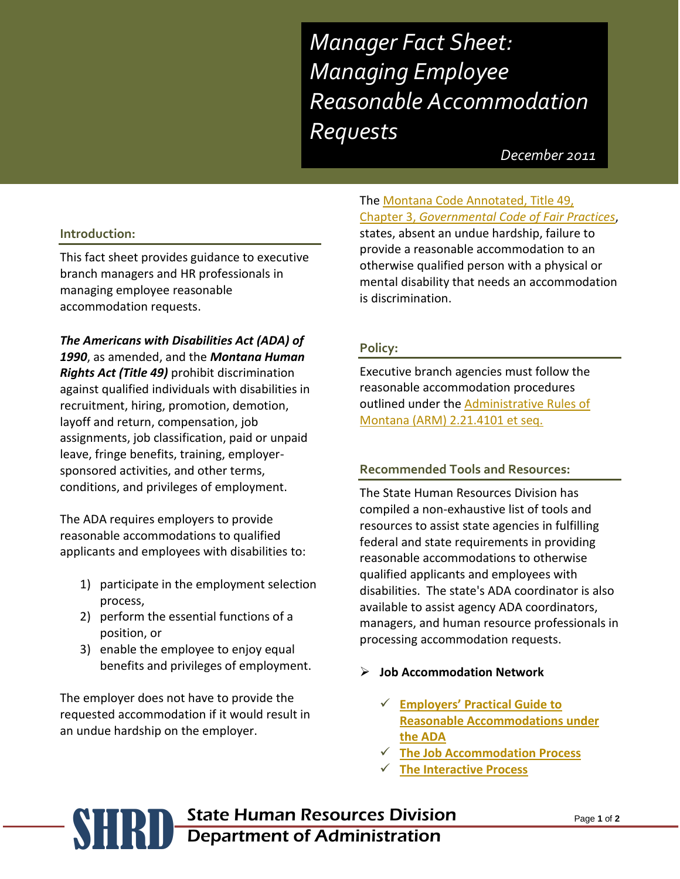# Manager Fact Sheet: Managing Employee Reasonable Accommodation Requests

*December 2011*

## Introduction:

This fact sheet provides guidance to executive branch managers and HR professionals in managing employee reasonable accommodation requests.

***The Americans with Disabilities Act (ADA) of 1990***, as amended, and the ***Montana Human Rights Act (Title 49)*** prohibit discrimination against qualified individuals with disabilities in recruitment, hiring, promotion, demotion, layoff and return, compensation, job assignments, job classification, paid or unpaid leave, fringe benefits, training, employer-sponsored activities, and other terms, conditions, and privileges of employment.

The ADA requires employers to provide reasonable accommodations to qualified applicants and employees with disabilities to:

1) participate in the employment selection process,
2) perform the essential functions of a position, or
3) enable the employee to enjoy equal benefits and privileges of employment.

The employer does not have to provide the requested accommodation if it would result in an undue hardship on the employer.

The Montana Code Annotated, Title 49, Chapter 3, *Governmental Code of Fair Practices*, states, absent an undue hardship, failure to provide a reasonable accommodation to an otherwise qualified person with a physical or mental disability that needs an accommodation is discrimination.

## Policy:

Executive branch agencies must follow the reasonable accommodation procedures outlined under the Administrative Rules of Montana (ARM) 2.21.4101 et seq.

## Recommended Tools and Resources:

The State Human Resources Division has compiled a non-exhaustive list of tools and resources to assist state agencies in fulfilling federal and state requirements in providing reasonable accommodations to otherwise qualified applicants and employees with disabilities. The state's ADA coordinator is also available to assist agency ADA coordinators, managers, and human resource professionals in processing accommodation requests.

- **Job Accommodation Network**
  - **Employers' Practical Guide to Reasonable Accommodations under the ADA**
  - **The Job Accommodation Process**
  - **The Interactive Process**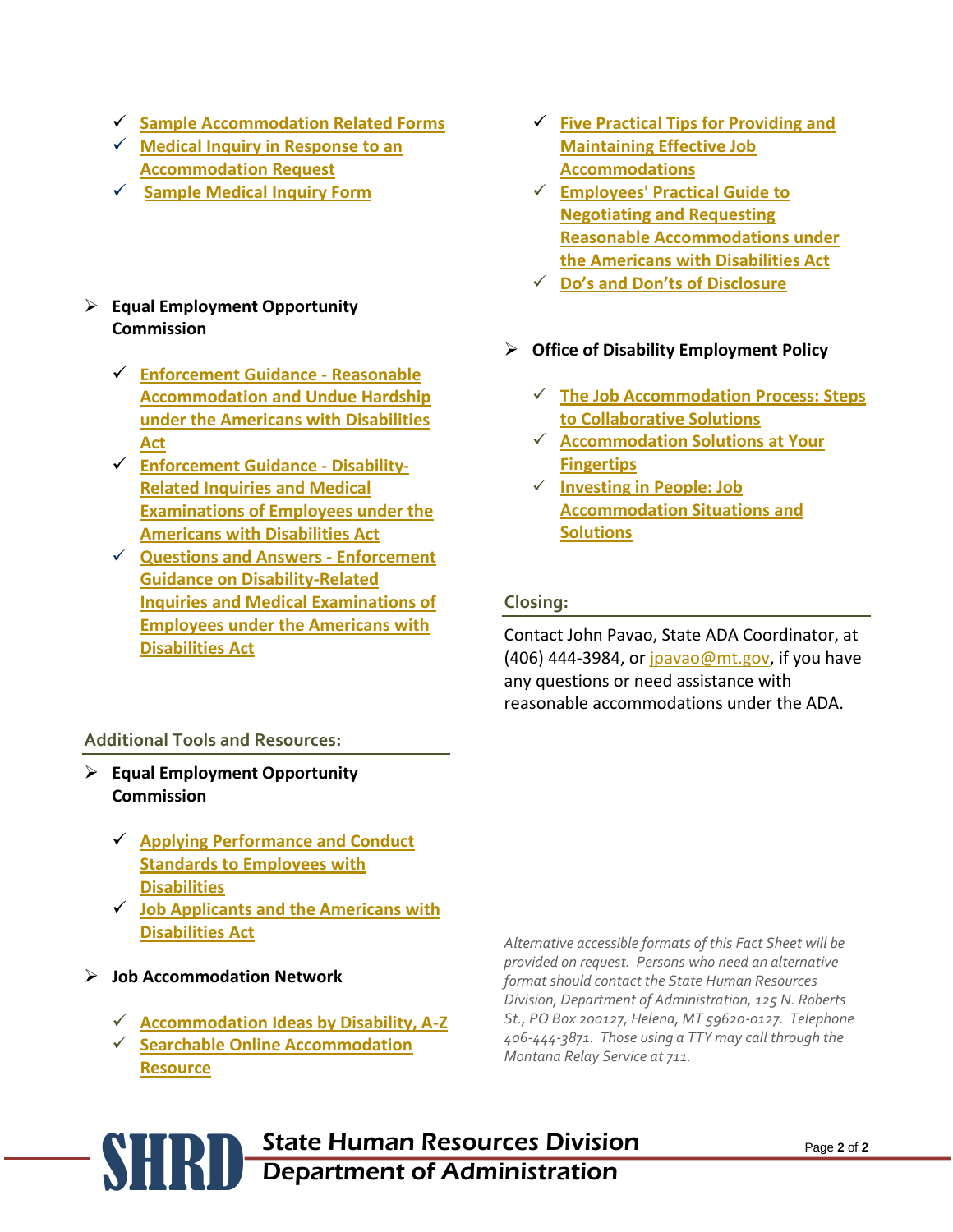- ✓ Sample Accommodation Related Forms
- ✓ Medical Inquiry in Response to an Accommodation Request
- ✓ Sample Medical Inquiry Form

- **Equal Employment Opportunity Commission**
  - ✓ Enforcement Guidance - Reasonable Accommodation and Undue Hardship under the Americans with Disabilities Act
  - ✓ Enforcement Guidance - Disability-Related Inquiries and Medical Examinations of Employees under the Americans with Disabilities Act
  - ✓ Questions and Answers - Enforcement Guidance on Disability-Related Inquiries and Medical Examinations of Employees under the Americans with Disabilities Act

## Additional Tools and Resources:

- **Equal Employment Opportunity Commission**
  - ✓ Applying Performance and Conduct Standards to Employees with Disabilities
  - ✓ Job Applicants and the Americans with Disabilities Act
- **Job Accommodation Network**
  - ✓ Accommodation Ideas by Disability, A-Z
  - ✓ Searchable Online Accommodation Resource
  - ✓ Five Practical Tips for Providing and Maintaining Effective Job Accommodations
  - ✓ Employees' Practical Guide to Negotiating and Requesting Reasonable Accommodations under the Americans with Disabilities Act
  - ✓ Do's and Don'ts of Disclosure
- **Office of Disability Employment Policy**
  - ✓ The Job Accommodation Process: Steps to Collaborative Solutions
  - ✓ Accommodation Solutions at Your Fingertips
  - ✓ Investing in People: Job Accommodation Situations and Solutions

## Closing:

Contact John Pavao, State ADA Coordinator, at (406) 444-3984, or jpavao@mt.gov, if you have any questions or need assistance with reasonable accommodations under the ADA.

*Alternative accessible formats of this Fact Sheet will be provided on request. Persons who need an alternative format should contact the State Human Resources Division, Department of Administration, 125 N. Roberts St., PO Box 200127, Helena, MT 59620-0127. Telephone 406-444-3871. Those using a TTY may call through the Montana Relay Service at 711.*